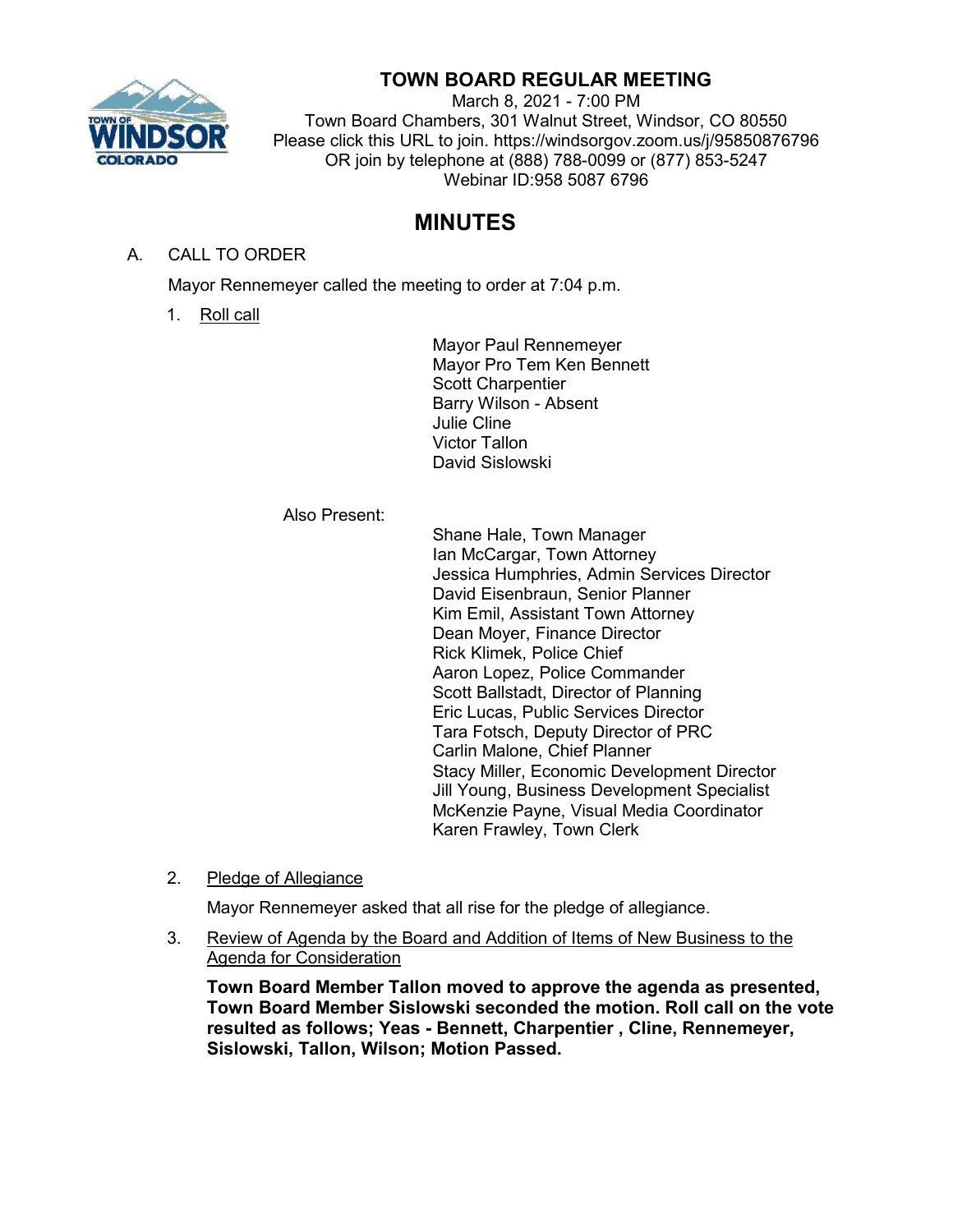# TOWN BOARD REGULAR MEETING

March 8, 2021 - 7:00 PM
Town Board Chambers, 301 Walnut Street, Windsor, CO 80550
Please click this URL to join. https://windsorgov.zoom.us/j/95850876796
OR join by telephone at (888) 788-0099 or (877) 853-5247
Webinar ID:958 5087 6796

# MINUTES

A. CALL TO ORDER

Mayor Rennemeyer called the meeting to order at 7:04 p.m.

1. Roll call

Mayor Paul Rennemeyer
Mayor Pro Tem Ken Bennett
Scott Charpentier
Barry Wilson - Absent
Julie Cline
Victor Tallon
David Sislowski

Also Present:

Shane Hale, Town Manager
Ian McCargar, Town Attorney
Jessica Humphries, Admin Services Director
David Eisenbraun, Senior Planner
Kim Emil, Assistant Town Attorney
Dean Moyer, Finance Director
Rick Klimek, Police Chief
Aaron Lopez, Police Commander
Scott Ballstadt, Director of Planning
Eric Lucas, Public Services Director
Tara Fotsch, Deputy Director of PRC
Carlin Malone, Chief Planner
Stacy Miller, Economic Development Director
Jill Young, Business Development Specialist
McKenzie Payne, Visual Media Coordinator
Karen Frawley, Town Clerk

2. Pledge of Allegiance

Mayor Rennemeyer asked that all rise for the pledge of allegiance.

3. Review of Agenda by the Board and Addition of Items of New Business to the Agenda for Consideration

**Town Board Member Tallon moved to approve the agenda as presented, Town Board Member Sislowski seconded the motion. Roll call on the vote resulted as follows; Yeas - Bennett, Charpentier , Cline, Rennemeyer, Sislowski, Tallon, Wilson; Motion Passed.**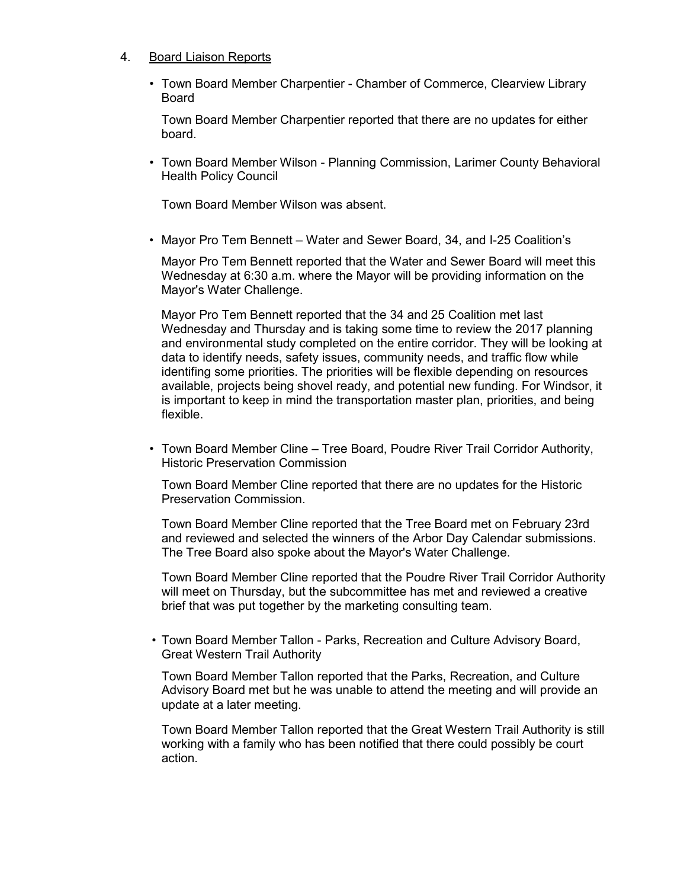4. Board Liaison Reports

- Town Board Member Charpentier - Chamber of Commerce, Clearview Library Board

  Town Board Member Charpentier reported that there are no updates for either board.

- Town Board Member Wilson - Planning Commission, Larimer County Behavioral Health Policy Council

  Town Board Member Wilson was absent.

- Mayor Pro Tem Bennett – Water and Sewer Board, 34, and I-25 Coalition's

  Mayor Pro Tem Bennett reported that the Water and Sewer Board will meet this Wednesday at 6:30 a.m. where the Mayor will be providing information on the Mayor's Water Challenge.

  Mayor Pro Tem Bennett reported that the 34 and 25 Coalition met last Wednesday and Thursday and is taking some time to review the 2017 planning and environmental study completed on the entire corridor. They will be looking at data to identify needs, safety issues, community needs, and traffic flow while identifing some priorities. The priorities will be flexible depending on resources available, projects being shovel ready, and potential new funding. For Windsor, it is important to keep in mind the transportation master plan, priorities, and being flexible.

- Town Board Member Cline – Tree Board, Poudre River Trail Corridor Authority, Historic Preservation Commission

  Town Board Member Cline reported that there are no updates for the Historic Preservation Commission.

  Town Board Member Cline reported that the Tree Board met on February 23rd and reviewed and selected the winners of the Arbor Day Calendar submissions. The Tree Board also spoke about the Mayor's Water Challenge.

  Town Board Member Cline reported that the Poudre River Trail Corridor Authority will meet on Thursday, but the subcommittee has met and reviewed a creative brief that was put together by the marketing consulting team.

- Town Board Member Tallon - Parks, Recreation and Culture Advisory Board, Great Western Trail Authority

  Town Board Member Tallon reported that the Parks, Recreation, and Culture Advisory Board met but he was unable to attend the meeting and will provide an update at a later meeting.

  Town Board Member Tallon reported that the Great Western Trail Authority is still working with a family who has been notified that there could possibly be court action.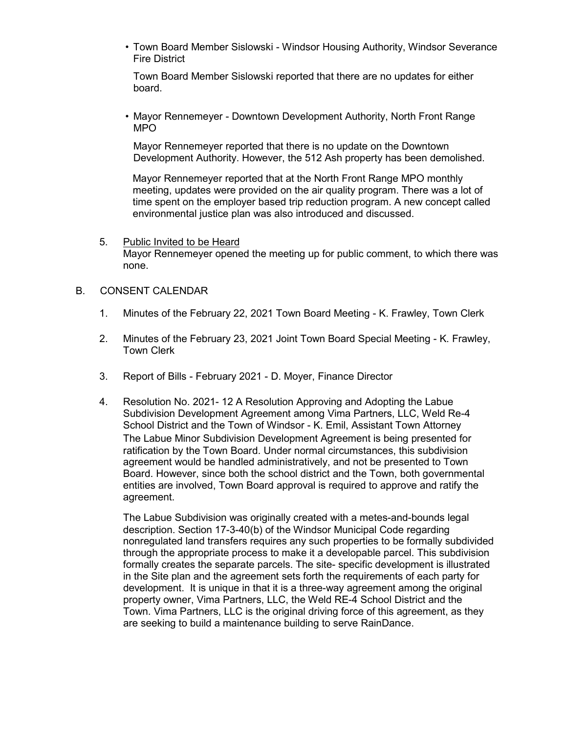- Town Board Member Sislowski - Windsor Housing Authority, Windsor Severance Fire District

  Town Board Member Sislowski reported that there are no updates for either board.

- Mayor Rennemeyer - Downtown Development Authority, North Front Range MPO

  Mayor Rennemeyer reported that there is no update on the Downtown Development Authority. However, the 512 Ash property has been demolished.

  Mayor Rennemeyer reported that at the North Front Range MPO monthly meeting, updates were provided on the air quality program. There was a lot of time spent on the employer based trip reduction program. A new concept called environmental justice plan was also introduced and discussed.

5. Public Invited to be Heard
   Mayor Rennemeyer opened the meeting up for public comment, to which there was none.

B. CONSENT CALENDAR

1. Minutes of the February 22, 2021 Town Board Meeting - K. Frawley, Town Clerk

2. Minutes of the February 23, 2021 Joint Town Board Special Meeting - K. Frawley, Town Clerk

3. Report of Bills - February 2021 - D. Moyer, Finance Director

4. Resolution No. 2021- 12 A Resolution Approving and Adopting the Labue Subdivision Development Agreement among Vima Partners, LLC, Weld Re-4 School District and the Town of Windsor - K. Emil, Assistant Town Attorney
   The Labue Minor Subdivision Development Agreement is being presented for ratification by the Town Board. Under normal circumstances, this subdivision agreement would be handled administratively, and not be presented to Town Board. However, since both the school district and the Town, both governmental entities are involved, Town Board approval is required to approve and ratify the agreement.

   The Labue Subdivision was originally created with a metes-and-bounds legal description. Section 17-3-40(b) of the Windsor Municipal Code regarding nonregulated land transfers requires any such properties to be formally subdivided through the appropriate process to make it a developable parcel. This subdivision formally creates the separate parcels. The site- specific development is illustrated in the Site plan and the agreement sets forth the requirements of each party for development. It is unique in that it is a three-way agreement among the original property owner, Vima Partners, LLC, the Weld RE-4 School District and the Town. Vima Partners, LLC is the original driving force of this agreement, as they are seeking to build a maintenance building to serve RainDance.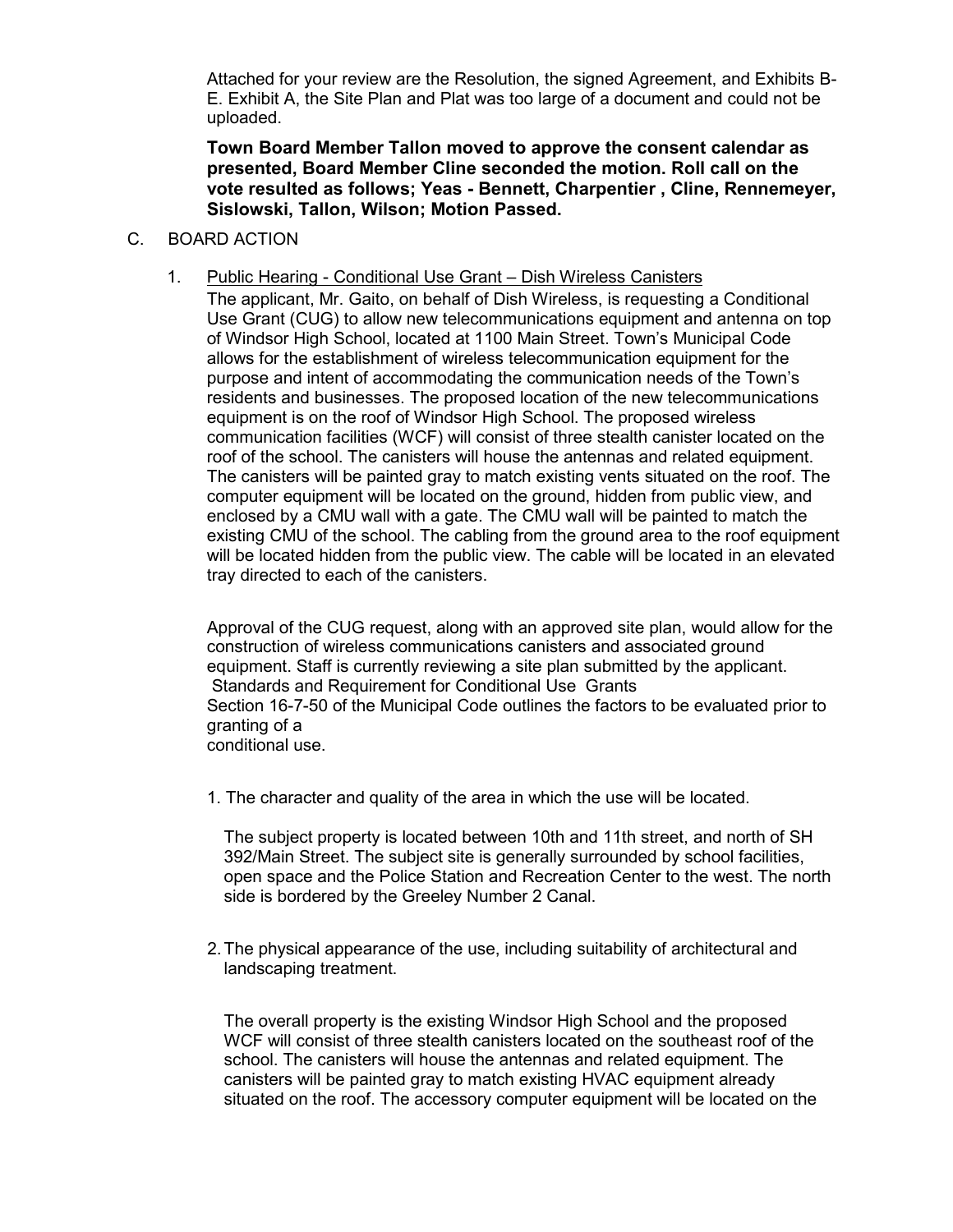Attached for your review are the Resolution, the signed Agreement, and Exhibits B-E. Exhibit A, the Site Plan and Plat was too large of a document and could not be uploaded.

**Town Board Member Tallon moved to approve the consent calendar as presented, Board Member Cline seconded the motion. Roll call on the vote resulted as follows; Yeas - Bennett, Charpentier , Cline, Rennemeyer, Sislowski, Tallon, Wilson; Motion Passed.**

C. BOARD ACTION

1. Public Hearing - Conditional Use Grant – Dish Wireless Canisters

The applicant, Mr. Gaito, on behalf of Dish Wireless, is requesting a Conditional Use Grant (CUG) to allow new telecommunications equipment and antenna on top of Windsor High School, located at 1100 Main Street. Town's Municipal Code allows for the establishment of wireless telecommunication equipment for the purpose and intent of accommodating the communication needs of the Town's residents and businesses. The proposed location of the new telecommunications equipment is on the roof of Windsor High School. The proposed wireless communication facilities (WCF) will consist of three stealth canister located on the roof of the school. The canisters will house the antennas and related equipment. The canisters will be painted gray to match existing vents situated on the roof. The computer equipment will be located on the ground, hidden from public view, and enclosed by a CMU wall with a gate. The CMU wall will be painted to match the existing CMU of the school. The cabling from the ground area to the roof equipment will be located hidden from the public view. The cable will be located in an elevated tray directed to each of the canisters.

Approval of the CUG request, along with an approved site plan, would allow for the construction of wireless communications canisters and associated ground equipment. Staff is currently reviewing a site plan submitted by the applicant.
Standards and Requirement for Conditional Use Grants
Section 16-7-50 of the Municipal Code outlines the factors to be evaluated prior to granting of a
conditional use.

1. The character and quality of the area in which the use will be located.

   The subject property is located between 10th and 11th street, and north of SH 392/Main Street. The subject site is generally surrounded by school facilities, open space and the Police Station and Recreation Center to the west. The north side is bordered by the Greeley Number 2 Canal.

2. The physical appearance of the use, including suitability of architectural and landscaping treatment.

   The overall property is the existing Windsor High School and the proposed WCF will consist of three stealth canisters located on the southeast roof of the school. The canisters will house the antennas and related equipment. The canisters will be painted gray to match existing HVAC equipment already situated on the roof. The accessory computer equipment will be located on the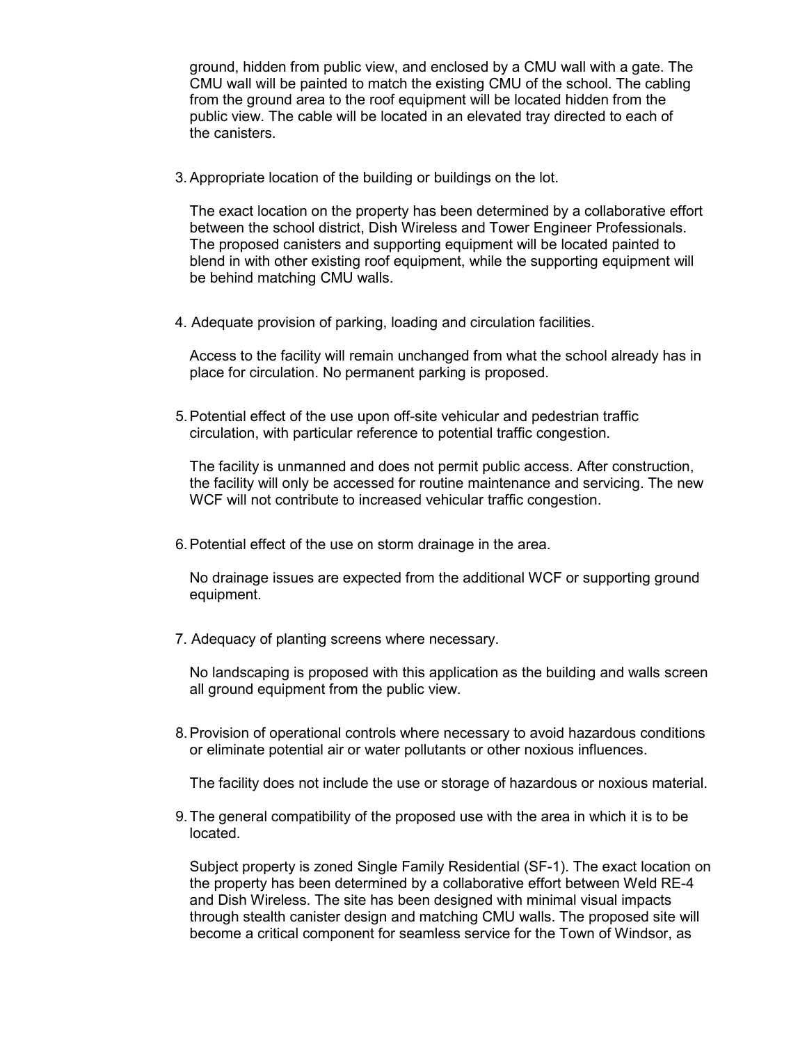ground, hidden from public view, and enclosed by a CMU wall with a gate. The CMU wall will be painted to match the existing CMU of the school. The cabling from the ground area to the roof equipment will be located hidden from the public view. The cable will be located in an elevated tray directed to each of the canisters.

3. Appropriate location of the building or buildings on the lot.

   The exact location on the property has been determined by a collaborative effort between the school district, Dish Wireless and Tower Engineer Professionals. The proposed canisters and supporting equipment will be located painted to blend in with other existing roof equipment, while the supporting equipment will be behind matching CMU walls.

4. Adequate provision of parking, loading and circulation facilities.

   Access to the facility will remain unchanged from what the school already has in place for circulation. No permanent parking is proposed.

5. Potential effect of the use upon off-site vehicular and pedestrian traffic circulation, with particular reference to potential traffic congestion.

   The facility is unmanned and does not permit public access. After construction, the facility will only be accessed for routine maintenance and servicing. The new WCF will not contribute to increased vehicular traffic congestion.

6. Potential effect of the use on storm drainage in the area.

   No drainage issues are expected from the additional WCF or supporting ground equipment.

7. Adequacy of planting screens where necessary.

   No landscaping is proposed with this application as the building and walls screen all ground equipment from the public view.

8. Provision of operational controls where necessary to avoid hazardous conditions or eliminate potential air or water pollutants or other noxious influences.

   The facility does not include the use or storage of hazardous or noxious material.

9. The general compatibility of the proposed use with the area in which it is to be located.

   Subject property is zoned Single Family Residential (SF-1). The exact location on the property has been determined by a collaborative effort between Weld RE-4 and Dish Wireless. The site has been designed with minimal visual impacts through stealth canister design and matching CMU walls. The proposed site will become a critical component for seamless service for the Town of Windsor, as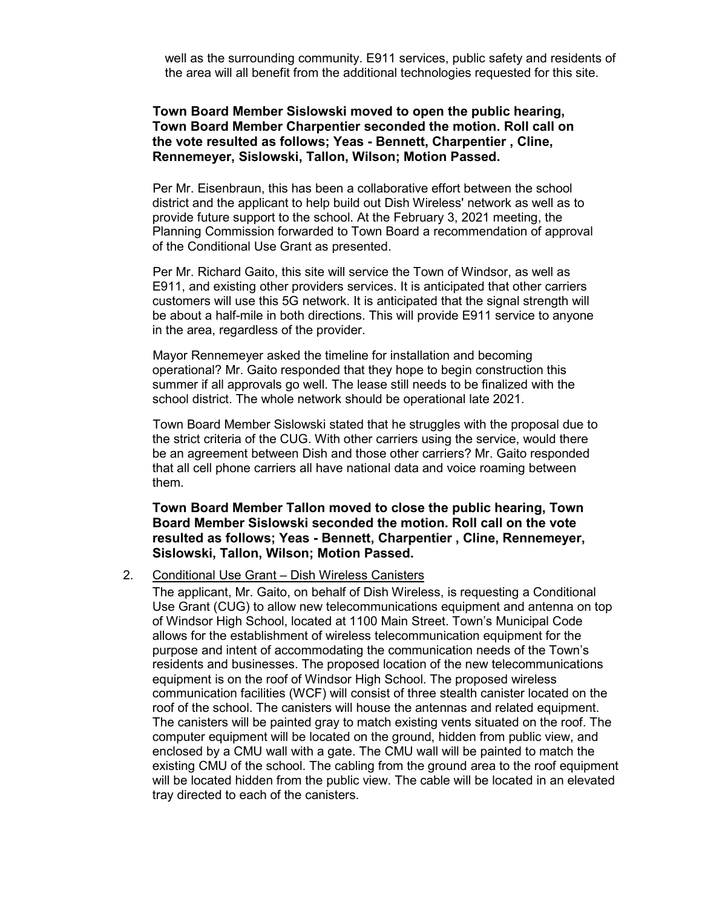well as the surrounding community. E911 services, public safety and residents of the area will all benefit from the additional technologies requested for this site.

**Town Board Member Sislowski moved to open the public hearing, Town Board Member Charpentier seconded the motion. Roll call on the vote resulted as follows; Yeas - Bennett, Charpentier , Cline, Rennemeyer, Sislowski, Tallon, Wilson; Motion Passed.**

Per Mr. Eisenbraun, this has been a collaborative effort between the school district and the applicant to help build out Dish Wireless' network as well as to provide future support to the school. At the February 3, 2021 meeting, the Planning Commission forwarded to Town Board a recommendation of approval of the Conditional Use Grant as presented.

Per Mr. Richard Gaito, this site will service the Town of Windsor, as well as E911, and existing other providers services. It is anticipated that other carriers customers will use this 5G network. It is anticipated that the signal strength will be about a half-mile in both directions. This will provide E911 service to anyone in the area, regardless of the provider.

Mayor Rennemeyer asked the timeline for installation and becoming operational? Mr. Gaito responded that they hope to begin construction this summer if all approvals go well. The lease still needs to be finalized with the school district. The whole network should be operational late 2021.

Town Board Member Sislowski stated that he struggles with the proposal due to the strict criteria of the CUG. With other carriers using the service, would there be an agreement between Dish and those other carriers? Mr. Gaito responded that all cell phone carriers all have national data and voice roaming between them.

**Town Board Member Tallon moved to close the public hearing, Town Board Member Sislowski seconded the motion. Roll call on the vote resulted as follows; Yeas - Bennett, Charpentier , Cline, Rennemeyer, Sislowski, Tallon, Wilson; Motion Passed.**

2. Conditional Use Grant – Dish Wireless Canisters

   The applicant, Mr. Gaito, on behalf of Dish Wireless, is requesting a Conditional Use Grant (CUG) to allow new telecommunications equipment and antenna on top of Windsor High School, located at 1100 Main Street. Town's Municipal Code allows for the establishment of wireless telecommunication equipment for the purpose and intent of accommodating the communication needs of the Town's residents and businesses. The proposed location of the new telecommunications equipment is on the roof of Windsor High School. The proposed wireless communication facilities (WCF) will consist of three stealth canister located on the roof of the school. The canisters will house the antennas and related equipment. The canisters will be painted gray to match existing vents situated on the roof. The computer equipment will be located on the ground, hidden from public view, and enclosed by a CMU wall with a gate. The CMU wall will be painted to match the existing CMU of the school. The cabling from the ground area to the roof equipment will be located hidden from the public view. The cable will be located in an elevated tray directed to each of the canisters.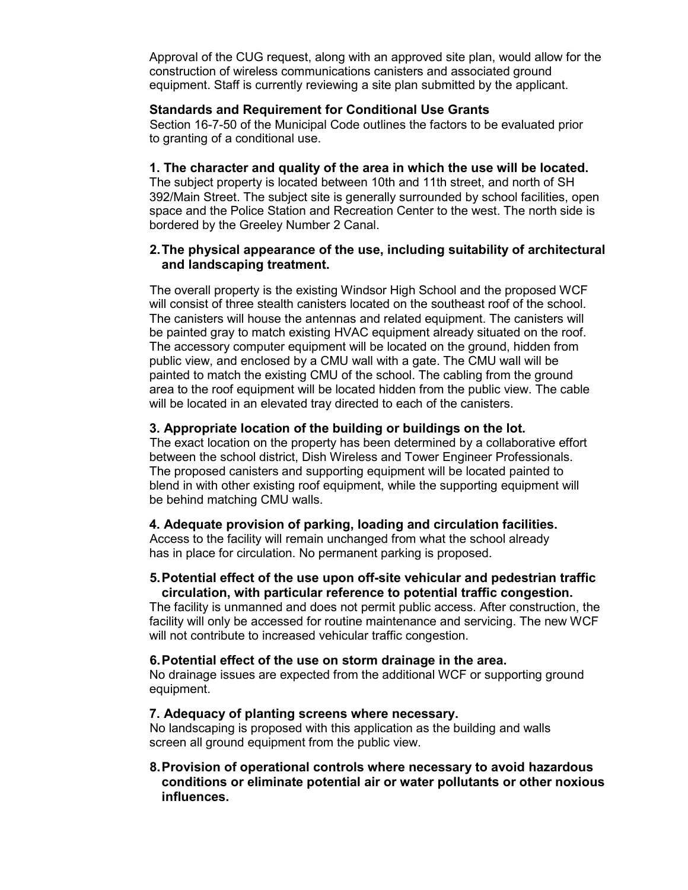Approval of the CUG request, along with an approved site plan, would allow for the construction of wireless communications canisters and associated ground equipment. Staff is currently reviewing a site plan submitted by the applicant.

**Standards and Requirement for Conditional Use Grants**

Section 16-7-50 of the Municipal Code outlines the factors to be evaluated prior to granting of a conditional use.

**1. The character and quality of the area in which the use will be located.**

The subject property is located between 10th and 11th street, and north of SH 392/Main Street. The subject site is generally surrounded by school facilities, open space and the Police Station and Recreation Center to the west. The north side is bordered by the Greeley Number 2 Canal.

**2. The physical appearance of the use, including suitability of architectural and landscaping treatment.**

The overall property is the existing Windsor High School and the proposed WCF will consist of three stealth canisters located on the southeast roof of the school. The canisters will house the antennas and related equipment. The canisters will be painted gray to match existing HVAC equipment already situated on the roof. The accessory computer equipment will be located on the ground, hidden from public view, and enclosed by a CMU wall with a gate. The CMU wall will be painted to match the existing CMU of the school. The cabling from the ground area to the roof equipment will be located hidden from the public view. The cable will be located in an elevated tray directed to each of the canisters.

**3. Appropriate location of the building or buildings on the lot.**

The exact location on the property has been determined by a collaborative effort between the school district, Dish Wireless and Tower Engineer Professionals. The proposed canisters and supporting equipment will be located painted to blend in with other existing roof equipment, while the supporting equipment will be behind matching CMU walls.

**4. Adequate provision of parking, loading and circulation facilities.**

Access to the facility will remain unchanged from what the school already has in place for circulation. No permanent parking is proposed.

**5. Potential effect of the use upon off-site vehicular and pedestrian traffic circulation, with particular reference to potential traffic congestion.**

The facility is unmanned and does not permit public access. After construction, the facility will only be accessed for routine maintenance and servicing. The new WCF will not contribute to increased vehicular traffic congestion.

**6. Potential effect of the use on storm drainage in the area.**

No drainage issues are expected from the additional WCF or supporting ground equipment.

**7. Adequacy of planting screens where necessary.**

No landscaping is proposed with this application as the building and walls screen all ground equipment from the public view.

**8. Provision of operational controls where necessary to avoid hazardous conditions or eliminate potential air or water pollutants or other noxious influences.**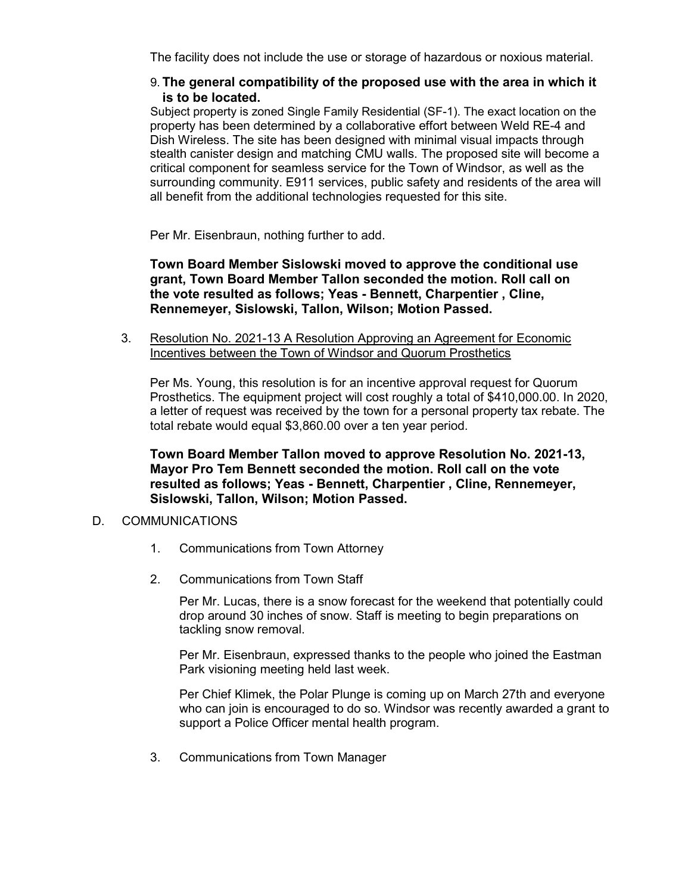The facility does not include the use or storage of hazardous or noxious material.

9. **The general compatibility of the proposed use with the area in which it is to be located.**

Subject property is zoned Single Family Residential (SF-1). The exact location on the property has been determined by a collaborative effort between Weld RE-4 and Dish Wireless. The site has been designed with minimal visual impacts through stealth canister design and matching CMU walls. The proposed site will become a critical component for seamless service for the Town of Windsor, as well as the surrounding community. E911 services, public safety and residents of the area will all benefit from the additional technologies requested for this site.

Per Mr. Eisenbraun, nothing further to add.

**Town Board Member Sislowski moved to approve the conditional use grant, Town Board Member Tallon seconded the motion. Roll call on the vote resulted as follows; Yeas - Bennett, Charpentier , Cline, Rennemeyer, Sislowski, Tallon, Wilson; Motion Passed.**

3. Resolution No. 2021-13 A Resolution Approving an Agreement for Economic Incentives between the Town of Windsor and Quorum Prosthetics

Per Ms. Young, this resolution is for an incentive approval request for Quorum Prosthetics. The equipment project will cost roughly a total of $410,000.00. In 2020, a letter of request was received by the town for a personal property tax rebate. The total rebate would equal $3,860.00 over a ten year period.

**Town Board Member Tallon moved to approve Resolution No. 2021-13, Mayor Pro Tem Bennett seconded the motion. Roll call on the vote resulted as follows; Yeas - Bennett, Charpentier , Cline, Rennemeyer, Sislowski, Tallon, Wilson; Motion Passed.**

D. COMMUNICATIONS

1. Communications from Town Attorney

2. Communications from Town Staff

   Per Mr. Lucas, there is a snow forecast for the weekend that potentially could drop around 30 inches of snow. Staff is meeting to begin preparations on tackling snow removal.

   Per Mr. Eisenbraun, expressed thanks to the people who joined the Eastman Park visioning meeting held last week.

   Per Chief Klimek, the Polar Plunge is coming up on March 27th and everyone who can join is encouraged to do so. Windsor was recently awarded a grant to support a Police Officer mental health program.

3. Communications from Town Manager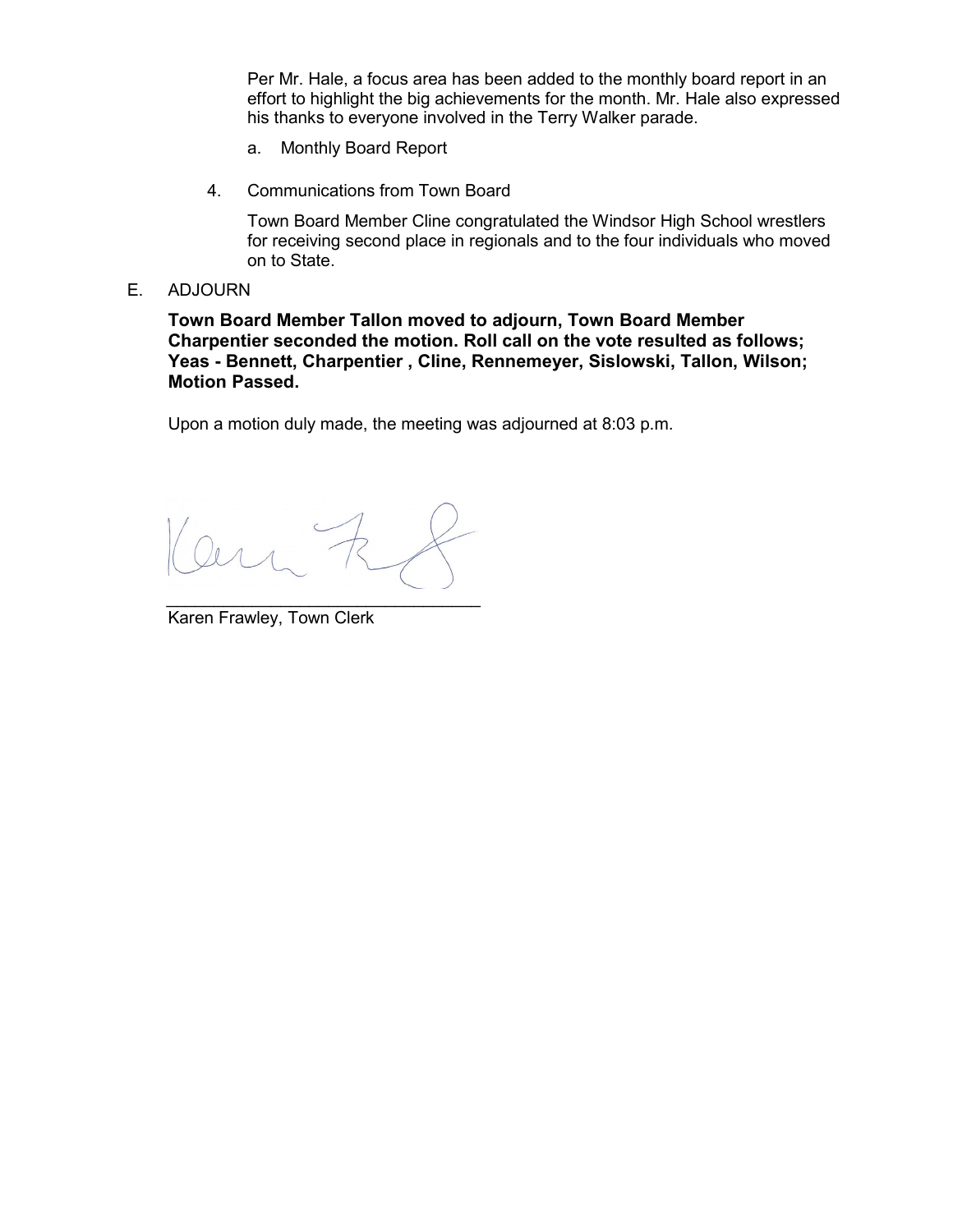Per Mr. Hale, a focus area has been added to the monthly board report in an effort to highlight the big achievements for the month. Mr. Hale also expressed his thanks to everyone involved in the Terry Walker parade.

a. Monthly Board Report

4. Communications from Town Board

Town Board Member Cline congratulated the Windsor High School wrestlers for receiving second place in regionals and to the four individuals who moved on to State.

E. ADJOURN

**Town Board Member Tallon moved to adjourn, Town Board Member Charpentier seconded the motion. Roll call on the vote resulted as follows; Yeas - Bennett, Charpentier , Cline, Rennemeyer, Sislowski, Tallon, Wilson; Motion Passed.**

Upon a motion duly made, the meeting was adjourned at 8:03 p.m.

\_\_\_\_\_\_\_\_\_\_\_\_\_\_\_\_\_\_\_\_\_\_\_\_\_\_\_\_\_\_\_\_

Karen Frawley, Town Clerk